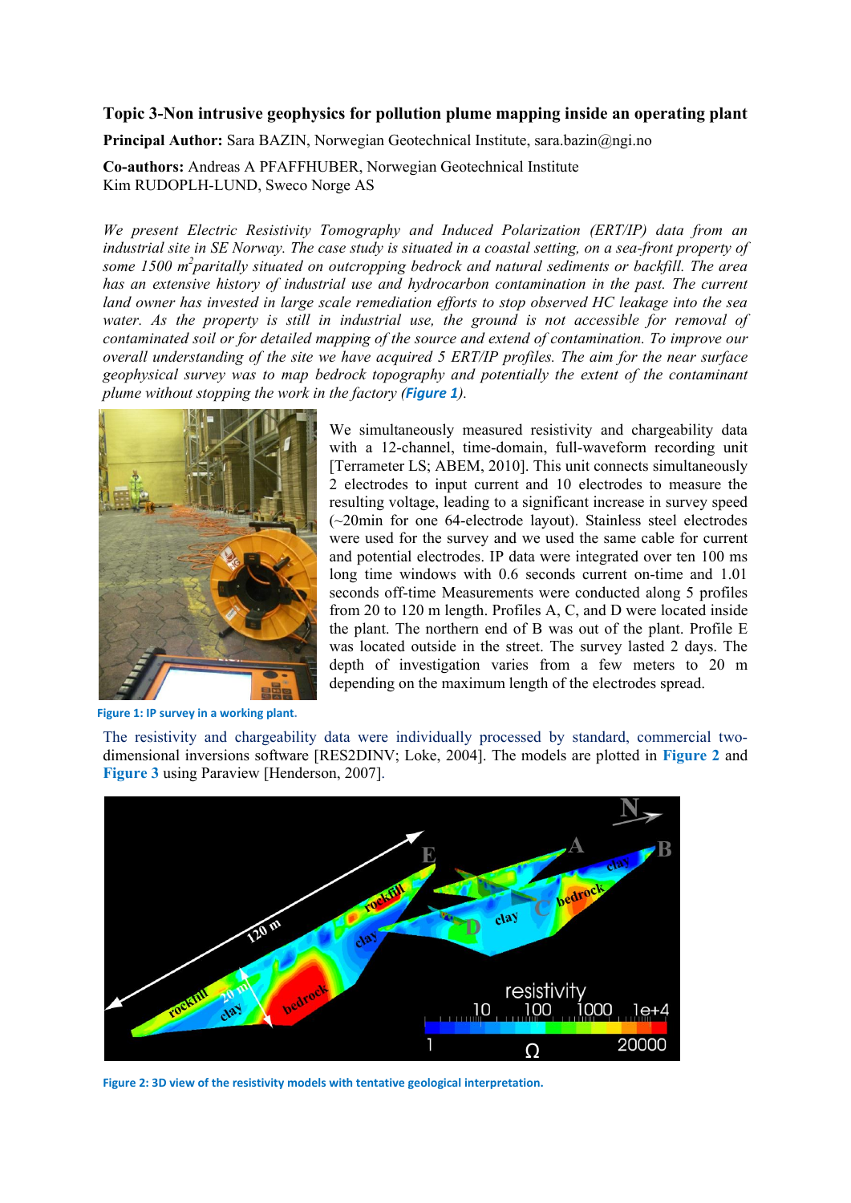## Topic 3-Non intrusive geophysics for pollution plume mapping inside an operating plant

**Principal Author:** Sara BAZIN, Norwegian Geotechnical Institute, sara.bazin@ngi.no

**Co-authors:** Andreas A PFAFFHUBER, Norwegian Geotechnical Institute
Kim RUDOPLH-LUND, Sweco Norge AS

*We present Electric Resistivity Tomography and Induced Polarization (ERT/IP) data from an industrial site in SE Norway. The case study is situated in a coastal setting, on a sea-front property of some 1500 m² paritally situated on outcropping bedrock and natural sediments or backfill. The area has an extensive history of industrial use and hydrocarbon contamination in the past. The current land owner has invested in large scale remediation efforts to stop observed HC leakage into the sea water. As the property is still in industrial use, the ground is not accessible for removal of contaminated soil or for detailed mapping of the source and extend of contamination. To improve our overall understanding of the site we have acquired 5 ERT/IP profiles. The aim for the near surface geophysical survey was to map bedrock topography and potentially the extent of the contaminant plume without stopping the work in the factory (**Figure 1**).*

We simultaneously measured resistivity and chargeability data with a 12-channel, time-domain, full-waveform recording unit [Terrameter LS; ABEM, 2010]. This unit connects simultaneously 2 electrodes to input current and 10 electrodes to measure the resulting voltage, leading to a significant increase in survey speed (~20min for one 64-electrode layout). Stainless steel electrodes were used for the survey and we used the same cable for current and potential electrodes. IP data were integrated over ten 100 ms long time windows with 0.6 seconds current on-time and 1.01 seconds off-time Measurements were conducted along 5 profiles from 20 to 120 m length. Profiles A, C, and D were located inside the plant. The northern end of B was out of the plant. Profile E was located outside in the street. The survey lasted 2 days. The depth of investigation varies from a few meters to 20 m depending on the maximum length of the electrodes spread.

**Figure 1: IP survey in a working plant.**

The resistivity and chargeability data were individually processed by standard, commercial two-dimensional inversions software [RES2DINV; Loke, 2004]. The models are plotted in **Figure 2** and **Figure 3** using Paraview [Henderson, 2007].

**Figure 2: 3D view of the resistivity models with tentative geological interpretation.**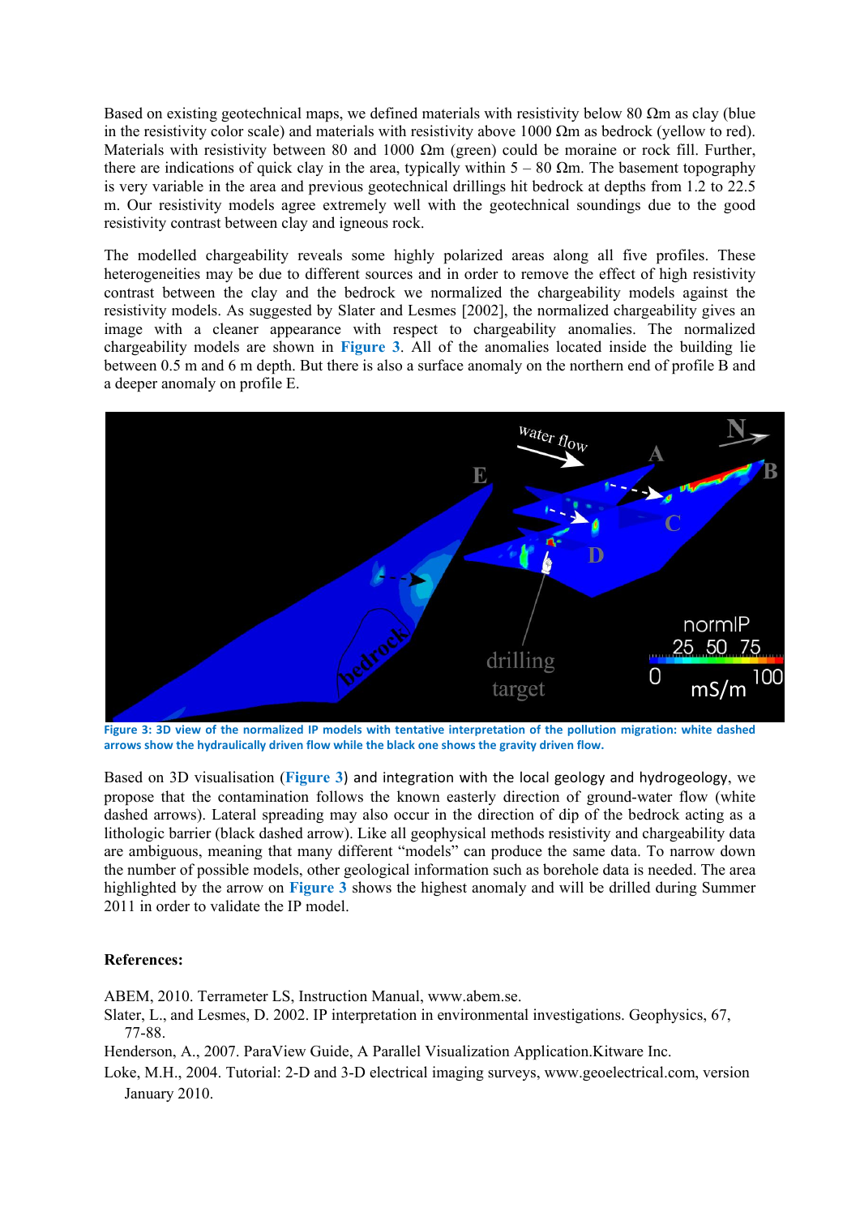Based on existing geotechnical maps, we defined materials with resistivity below 80 Ωm as clay (blue in the resistivity color scale) and materials with resistivity above 1000 Ωm as bedrock (yellow to red). Materials with resistivity between 80 and 1000 Ωm (green) could be moraine or rock fill. Further, there are indications of quick clay in the area, typically within 5 – 80 Ωm. The basement topography is very variable in the area and previous geotechnical drillings hit bedrock at depths from 1.2 to 22.5 m. Our resistivity models agree extremely well with the geotechnical soundings due to the good resistivity contrast between clay and igneous rock.

The modelled chargeability reveals some highly polarized areas along all five profiles. These heterogeneities may be due to different sources and in order to remove the effect of high resistivity contrast between the clay and the bedrock we normalized the chargeability models against the resistivity models. As suggested by Slater and Lesmes [2002], the normalized chargeability gives an image with a cleaner appearance with respect to chargeability anomalies. The normalized chargeability models are shown in **Figure 3**. All of the anomalies located inside the building lie between 0.5 m and 6 m depth. But there is also a surface anomaly on the northern end of profile B and a deeper anomaly on profile E.

water flow

N

A

B

E

C

D

bedrock

drilling target

normIP

25 50 75

0 100

mS/m

Figure 3: 3D view of the normalized IP models with tentative interpretation of the pollution migration: white dashed arrows show the hydraulically driven flow while the black one shows the gravity driven flow.

Based on 3D visualisation (**Figure 3**) and integration with the local geology and hydrogeology, we propose that the contamination follows the known easterly direction of ground-water flow (white dashed arrows). Lateral spreading may also occur in the direction of dip of the bedrock acting as a lithologic barrier (black dashed arrow). Like all geophysical methods resistivity and chargeability data are ambiguous, meaning that many different "models" can produce the same data. To narrow down the number of possible models, other geological information such as borehole data is needed. The area highlighted by the arrow on **Figure 3** shows the highest anomaly and will be drilled during Summer 2011 in order to validate the IP model.

**References:**

ABEM, 2010. Terrameter LS, Instruction Manual, www.abem.se.

Slater, L., and Lesmes, D. 2002. IP interpretation in environmental investigations. Geophysics, 67, 77-88.

Henderson, A., 2007. ParaView Guide, A Parallel Visualization Application.Kitware Inc.

Loke, M.H., 2004. Tutorial: 2-D and 3-D electrical imaging surveys, www.geoelectrical.com, version January 2010.